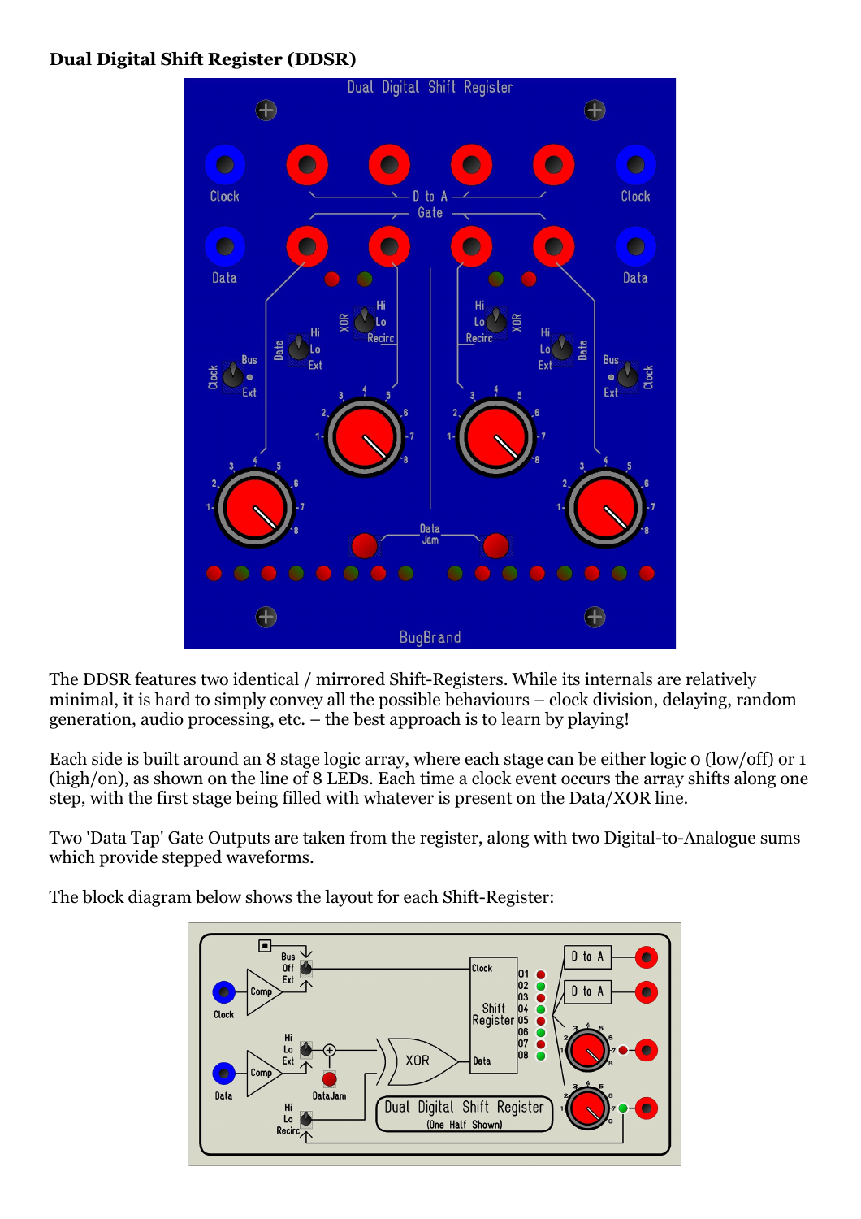**Dual Digital Shift Register (DDSR)**

The DDSR features two identical / mirrored Shift-Registers. While its internals are relatively minimal, it is hard to simply convey all the possible behaviours – clock division, delaying, random generation, audio processing, etc. – the best approach is to learn by playing!

Each side is built around an 8 stage logic array, where each stage can be either logic 0 (low/off) or 1 (high/on), as shown on the line of 8 LEDs. Each time a clock event occurs the array shifts along one step, with the first stage being filled with whatever is present on the Data/XOR line.

Two 'Data Tap' Gate Outputs are taken from the register, along with two Digital-to-Analogue sums which provide stepped waveforms.

The block diagram below shows the layout for each Shift-Register: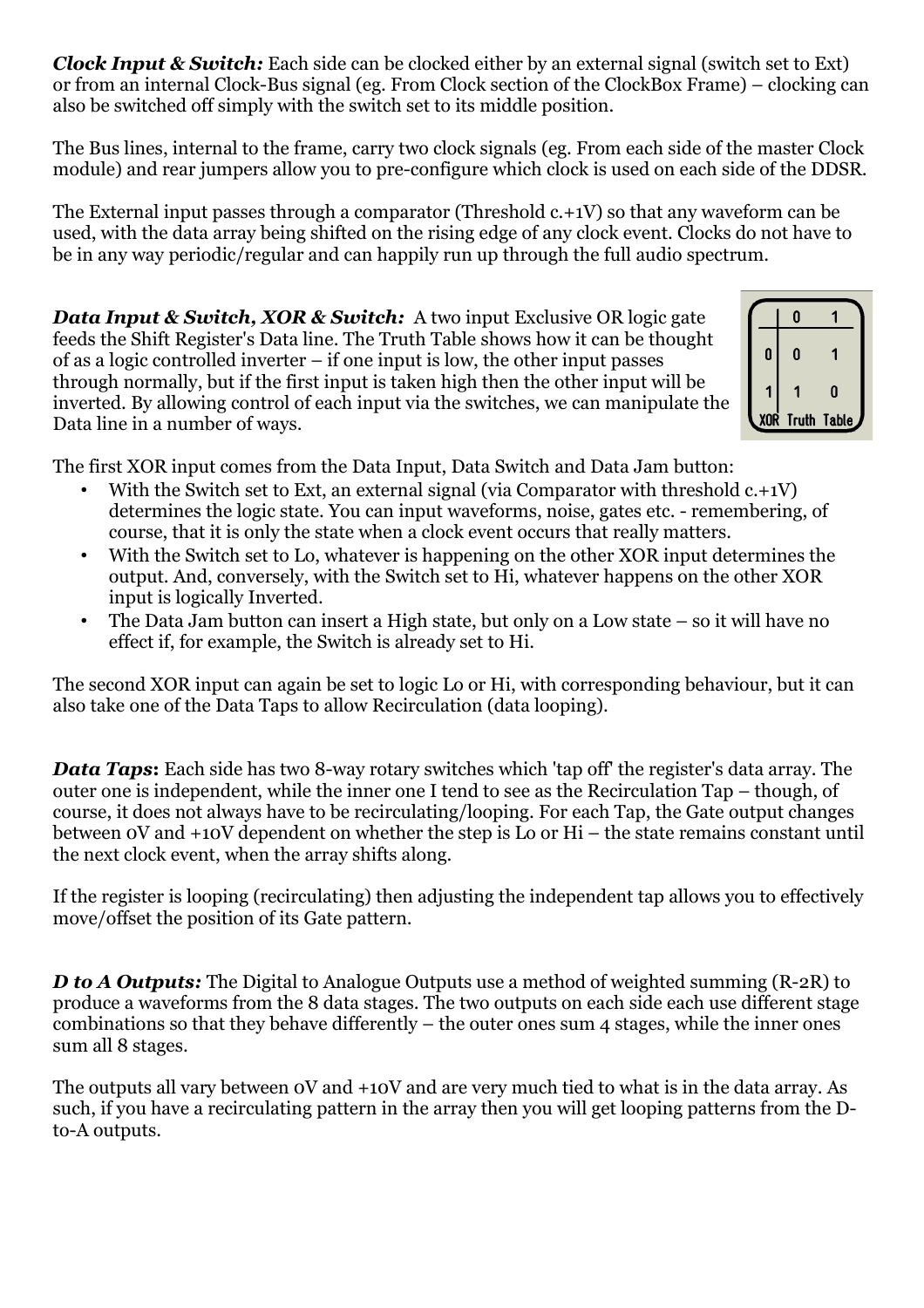***Clock Input & Switch:*** Each side can be clocked either by an external signal (switch set to Ext) or from an internal Clock-Bus signal (eg. From Clock section of the ClockBox Frame) – clocking can also be switched off simply with the switch set to its middle position.

The Bus lines, internal to the frame, carry two clock signals (eg. From each side of the master Clock module) and rear jumpers allow you to pre-configure which clock is used on each side of the DDSR.

The External input passes through a comparator (Threshold c.+1V) so that any waveform can be used, with the data array being shifted on the rising edge of any clock event. Clocks do not have to be in any way periodic/regular and can happily run up through the full audio spectrum.

***Data Input & Switch, XOR & Switch:*** A two input Exclusive OR logic gate feeds the Shift Register's Data line. The Truth Table shows how it can be thought of as a logic controlled inverter – if one input is low, the other input passes through normally, but if the first input is taken high then the other input will be inverted. By allowing control of each input via the switches, we can manipulate the Data line in a number of ways.

| | 0 | 1 |
|---|---|---|
| 0 | 0 | 1 |
| 1 | 1 | 0 |

XOR Truth Table

The first XOR input comes from the Data Input, Data Switch and Data Jam button:

- With the Switch set to Ext, an external signal (via Comparator with threshold c.+1V) determines the logic state. You can input waveforms, noise, gates etc. - remembering, of course, that it is only the state when a clock event occurs that really matters.
- With the Switch set to Lo, whatever is happening on the other XOR input determines the output. And, conversely, with the Switch set to Hi, whatever happens on the other XOR input is logically Inverted.
- The Data Jam button can insert a High state, but only on a Low state – so it will have no effect if, for example, the Switch is already set to Hi.

The second XOR input can again be set to logic Lo or Hi, with corresponding behaviour, but it can also take one of the Data Taps to allow Recirculation (data looping).

***Data Taps:*** Each side has two 8-way rotary switches which 'tap off' the register's data array. The outer one is independent, while the inner one I tend to see as the Recirculation Tap – though, of course, it does not always have to be recirculating/looping. For each Tap, the Gate output changes between 0V and +10V dependent on whether the step is Lo or Hi – the state remains constant until the next clock event, when the array shifts along.

If the register is looping (recirculating) then adjusting the independent tap allows you to effectively move/offset the position of its Gate pattern.

***D to A Outputs:*** The Digital to Analogue Outputs use a method of weighted summing (R-2R) to produce a waveforms from the 8 data stages. The two outputs on each side each use different stage combinations so that they behave differently – the outer ones sum 4 stages, while the inner ones sum all 8 stages.

The outputs all vary between 0V and +10V and are very much tied to what is in the data array. As such, if you have a recirculating pattern in the array then you will get looping patterns from the D-to-A outputs.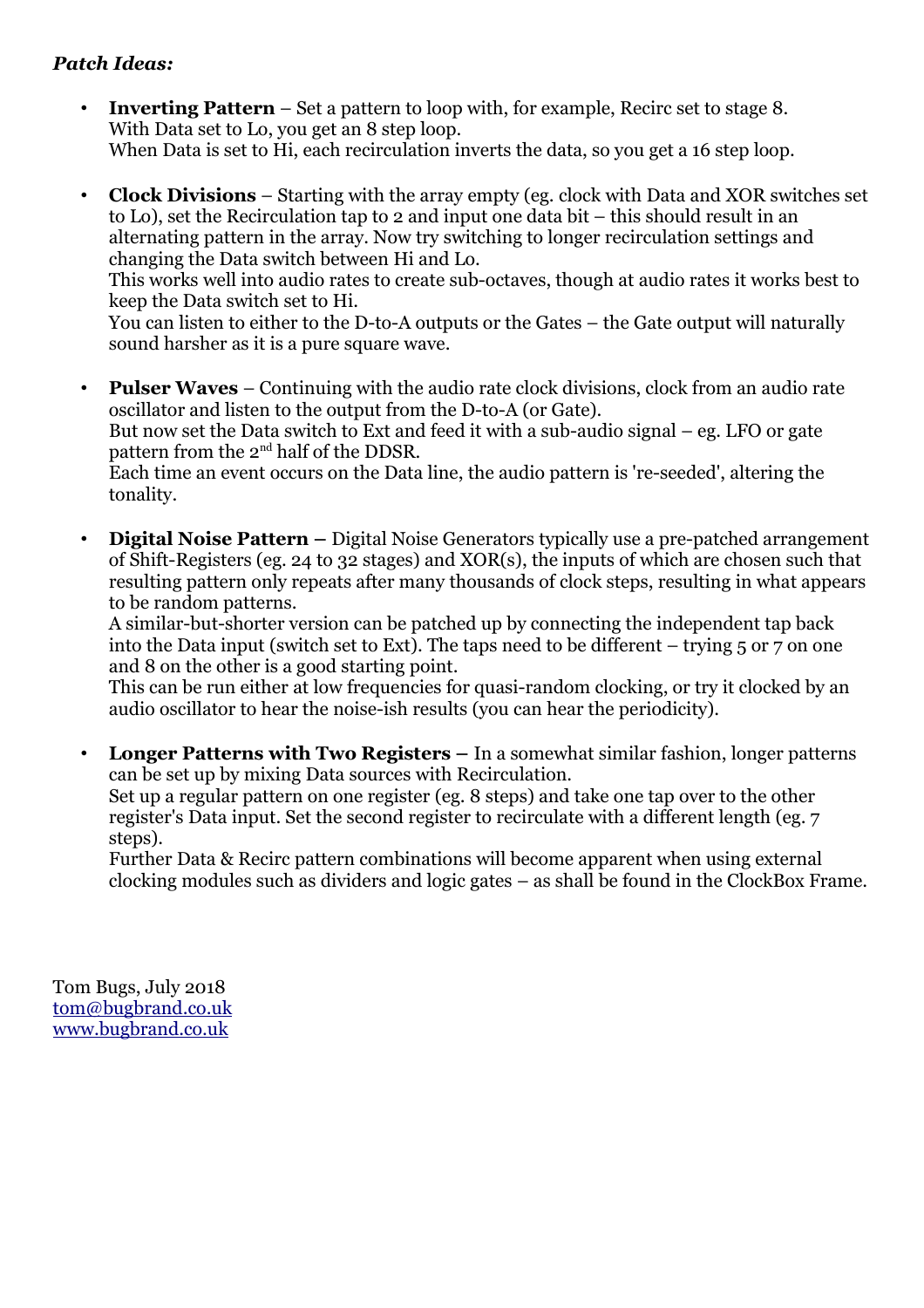***Patch Ideas:***

- **Inverting Pattern** – Set a pattern to loop with, for example, Recirc set to stage 8. With Data set to Lo, you get an 8 step loop. When Data is set to Hi, each recirculation inverts the data, so you get a 16 step loop.

- **Clock Divisions** – Starting with the array empty (eg. clock with Data and XOR switches set to Lo), set the Recirculation tap to 2 and input one data bit – this should result in an alternating pattern in the array. Now try switching to longer recirculation settings and changing the Data switch between Hi and Lo.
  This works well into audio rates to create sub-octaves, though at audio rates it works best to keep the Data switch set to Hi.
  You can listen to either to the D-to-A outputs or the Gates – the Gate output will naturally sound harsher as it is a pure square wave.

- **Pulser Waves** – Continuing with the audio rate clock divisions, clock from an audio rate oscillator and listen to the output from the D-to-A (or Gate).
  But now set the Data switch to Ext and feed it with a sub-audio signal – eg. LFO or gate pattern from the 2nd half of the DDSR.
  Each time an event occurs on the Data line, the audio pattern is 're-seeded', altering the tonality.

- **Digital Noise Pattern –** Digital Noise Generators typically use a pre-patched arrangement of Shift-Registers (eg. 24 to 32 stages) and XOR(s), the inputs of which are chosen such that resulting pattern only repeats after many thousands of clock steps, resulting in what appears to be random patterns.
  A similar-but-shorter version can be patched up by connecting the independent tap back into the Data input (switch set to Ext). The taps need to be different – trying 5 or 7 on one and 8 on the other is a good starting point.
  This can be run either at low frequencies for quasi-random clocking, or try it clocked by an audio oscillator to hear the noise-ish results (you can hear the periodicity).

- **Longer Patterns with Two Registers –** In a somewhat similar fashion, longer patterns can be set up by mixing Data sources with Recirculation.
  Set up a regular pattern on one register (eg. 8 steps) and take one tap over to the other register's Data input. Set the second register to recirculate with a different length (eg. 7 steps).
  Further Data & Recirc pattern combinations will become apparent when using external clocking modules such as dividers and logic gates – as shall be found in the ClockBox Frame.

Tom Bugs, July 2018
tom@bugbrand.co.uk
www.bugbrand.co.uk